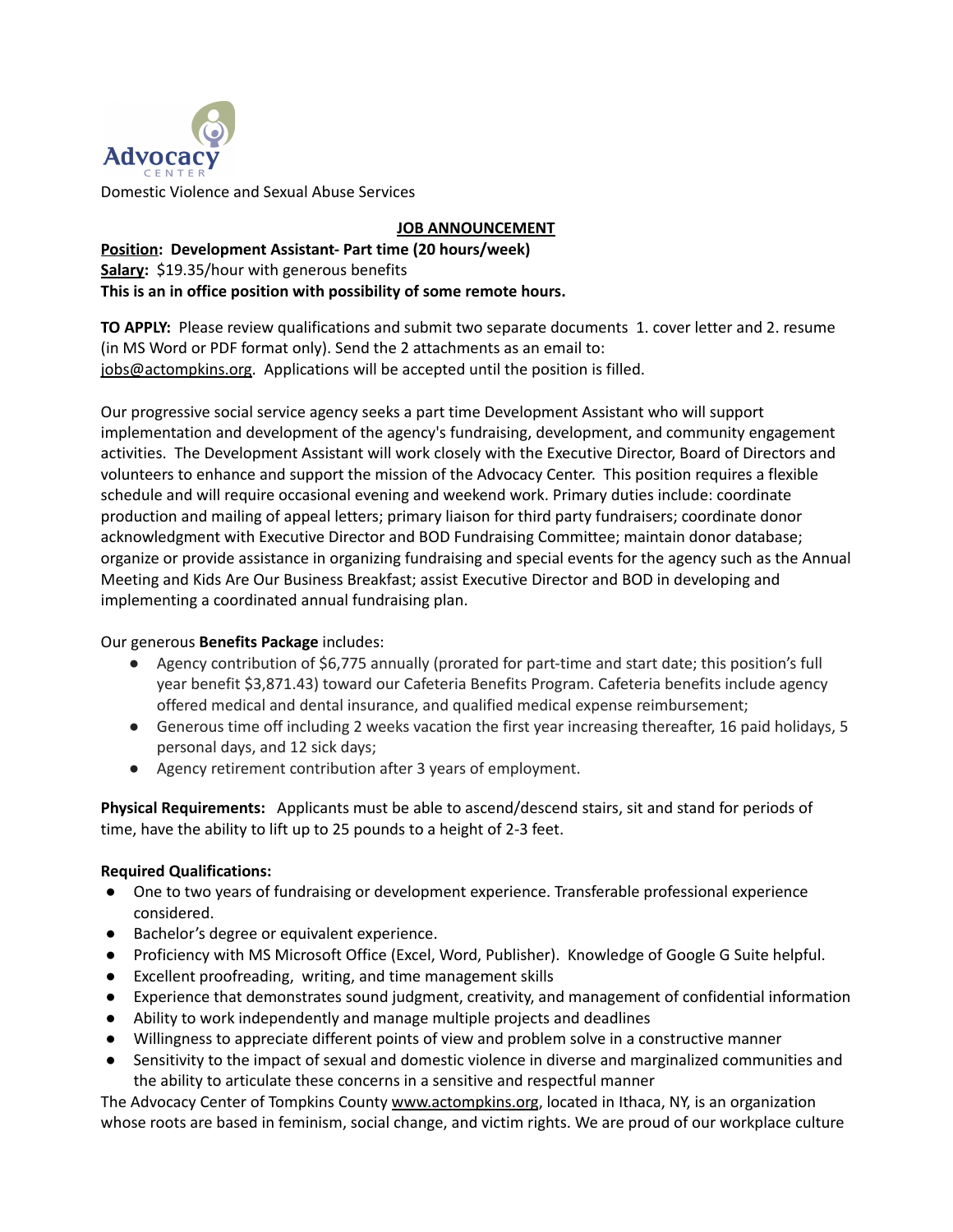Advocacy CENTER

Domestic Violence and Sexual Abuse Services

**JOB ANNOUNCEMENT**

**Position: Development Assistant- Part time (20 hours/week)**
**Salary:** $19.35/hour with generous benefits
**This is an in office position with possibility of some remote hours.**

**TO APPLY:** Please review qualifications and submit two separate documents 1. cover letter and 2. resume (in MS Word or PDF format only). Send the 2 attachments as an email to: jobs@actompkins.org. Applications will be accepted until the position is filled.

Our progressive social service agency seeks a part time Development Assistant who will support implementation and development of the agency's fundraising, development, and community engagement activities. The Development Assistant will work closely with the Executive Director, Board of Directors and volunteers to enhance and support the mission of the Advocacy Center. This position requires a flexible schedule and will require occasional evening and weekend work. Primary duties include: coordinate production and mailing of appeal letters; primary liaison for third party fundraisers; coordinate donor acknowledgment with Executive Director and BOD Fundraising Committee; maintain donor database; organize or provide assistance in organizing fundraising and special events for the agency such as the Annual Meeting and Kids Are Our Business Breakfast; assist Executive Director and BOD in developing and implementing a coordinated annual fundraising plan.

Our generous **Benefits Package** includes:

- Agency contribution of $6,775 annually (prorated for part-time and start date; this position's full year benefit $3,871.43) toward our Cafeteria Benefits Program. Cafeteria benefits include agency offered medical and dental insurance, and qualified medical expense reimbursement;
- Generous time off including 2 weeks vacation the first year increasing thereafter, 16 paid holidays, 5 personal days, and 12 sick days;
- Agency retirement contribution after 3 years of employment.

**Physical Requirements:** Applicants must be able to ascend/descend stairs, sit and stand for periods of time, have the ability to lift up to 25 pounds to a height of 2-3 feet.

**Required Qualifications:**

- One to two years of fundraising or development experience. Transferable professional experience considered.
- Bachelor's degree or equivalent experience.
- Proficiency with MS Microsoft Office (Excel, Word, Publisher). Knowledge of Google G Suite helpful.
- Excellent proofreading, writing, and time management skills
- Experience that demonstrates sound judgment, creativity, and management of confidential information
- Ability to work independently and manage multiple projects and deadlines
- Willingness to appreciate different points of view and problem solve in a constructive manner
- Sensitivity to the impact of sexual and domestic violence in diverse and marginalized communities and the ability to articulate these concerns in a sensitive and respectful manner

The Advocacy Center of Tompkins County www.actompkins.org, located in Ithaca, NY, is an organization whose roots are based in feminism, social change, and victim rights. We are proud of our workplace culture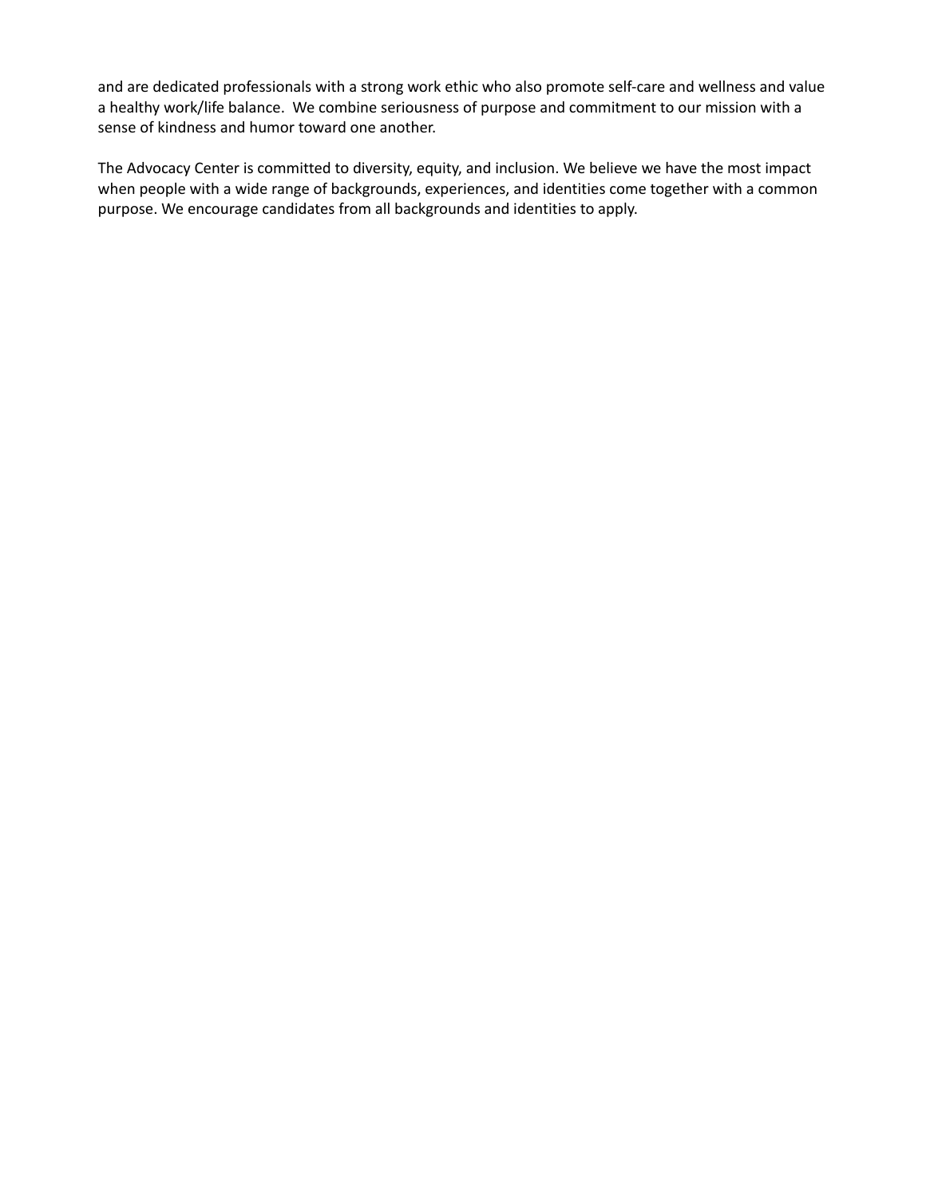and are dedicated professionals with a strong work ethic who also promote self-care and wellness and value a healthy work/life balance. We combine seriousness of purpose and commitment to our mission with a sense of kindness and humor toward one another.

The Advocacy Center is committed to diversity, equity, and inclusion. We believe we have the most impact when people with a wide range of backgrounds, experiences, and identities come together with a common purpose. We encourage candidates from all backgrounds and identities to apply.